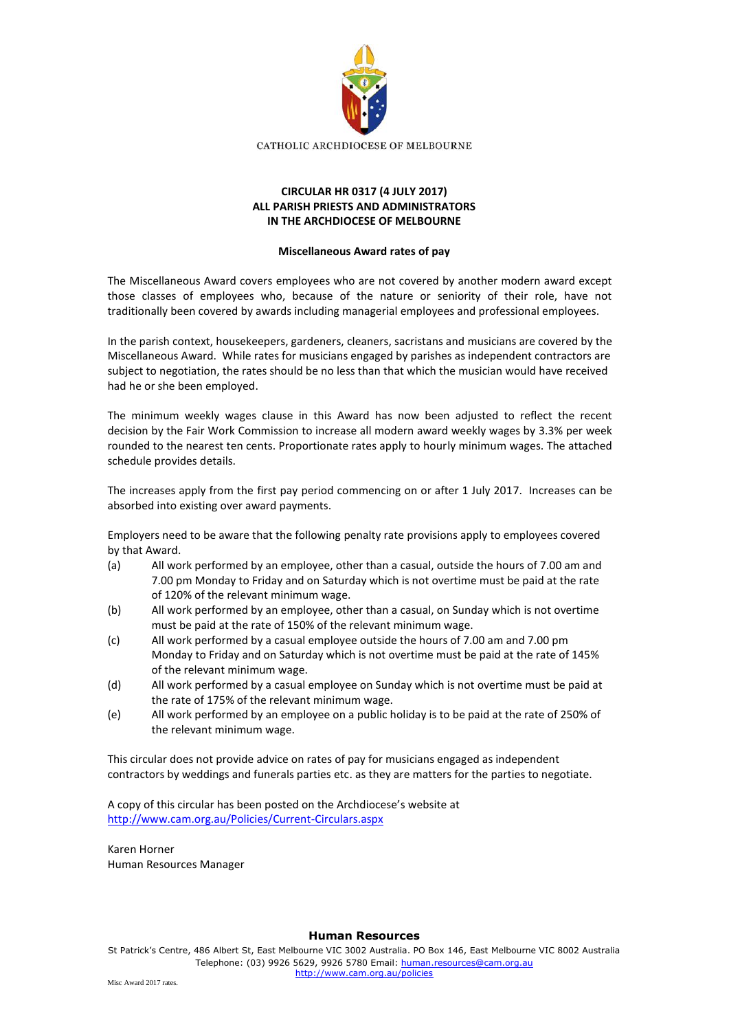CATHOLIC ARCHDIOCESE OF MELBOURNE

**CIRCULAR HR 0317 (4 JULY 2017)**
**ALL PARISH PRIESTS AND ADMINISTRATORS**
**IN THE ARCHDIOCESE OF MELBOURNE**

**Miscellaneous Award rates of pay**

The Miscellaneous Award covers employees who are not covered by another modern award except those classes of employees who, because of the nature or seniority of their role, have not traditionally been covered by awards including managerial employees and professional employees.

In the parish context, housekeepers, gardeners, cleaners, sacristans and musicians are covered by the Miscellaneous Award. While rates for musicians engaged by parishes as independent contractors are subject to negotiation, the rates should be no less than that which the musician would have received had he or she been employed.

The minimum weekly wages clause in this Award has now been adjusted to reflect the recent decision by the Fair Work Commission to increase all modern award weekly wages by 3.3% per week rounded to the nearest ten cents. Proportionate rates apply to hourly minimum wages. The attached schedule provides details.

The increases apply from the first pay period commencing on or after 1 July 2017. Increases can be absorbed into existing over award payments.

Employers need to be aware that the following penalty rate provisions apply to employees covered by that Award.

(a) All work performed by an employee, other than a casual, outside the hours of 7.00 am and 7.00 pm Monday to Friday and on Saturday which is not overtime must be paid at the rate of 120% of the relevant minimum wage.

(b) All work performed by an employee, other than a casual, on Sunday which is not overtime must be paid at the rate of 150% of the relevant minimum wage.

(c) All work performed by a casual employee outside the hours of 7.00 am and 7.00 pm Monday to Friday and on Saturday which is not overtime must be paid at the rate of 145% of the relevant minimum wage.

(d) All work performed by a casual employee on Sunday which is not overtime must be paid at the rate of 175% of the relevant minimum wage.

(e) All work performed by an employee on a public holiday is to be paid at the rate of 250% of the relevant minimum wage.

This circular does not provide advice on rates of pay for musicians engaged as independent contractors by weddings and funerals parties etc. as they are matters for the parties to negotiate.

A copy of this circular has been posted on the Archdiocese's website at
http://www.cam.org.au/Policies/Current-Circulars.aspx

Karen Horner
Human Resources Manager

**Human Resources**

St Patrick's Centre, 486 Albert St, East Melbourne VIC 3002 Australia. PO Box 146, East Melbourne VIC 8002 Australia
Telephone: (03) 9926 5629, 9926 5780 Email: human.resources@cam.org.au
http://www.cam.org.au/policies

Misc Award 2017 rates.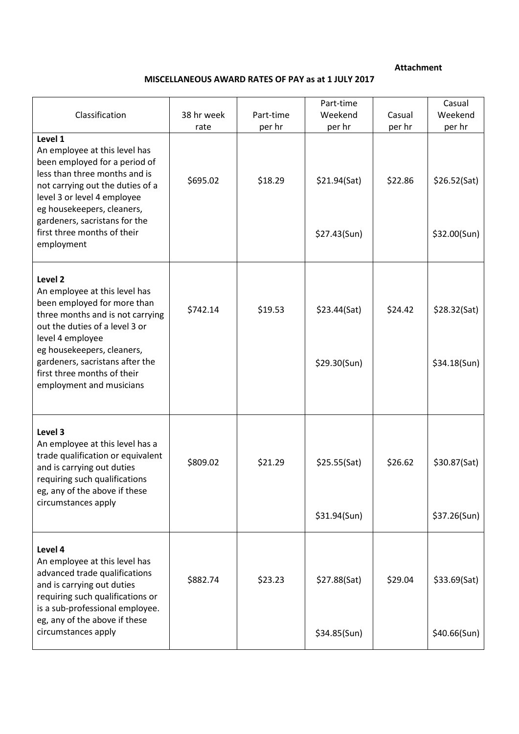**Attachment**

**MISCELLANEOUS AWARD RATES OF PAY as at 1 JULY 2017**

| Classification | 38 hr week rate | Part-time per hr | Part-time Weekend per hr | Casual per hr | Casual Weekend per hr |
|---|---|---|---|---|---|
| **Level 1**<br>An employee at this level has been employed for a period of less than three months and is not carrying out the duties of a level 3 or level 4 employee<br>eg housekeepers, cleaners, gardeners, sacristans for the first three months of their employment | $695.02 | $18.29 | $21.94(Sat)<br>$27.43(Sun) | $22.86 | $26.52(Sat)<br>$32.00(Sun) |
| **Level 2**<br>An employee at this level has been employed for more than three months and is not carrying out the duties of a level 3 or level 4 employee<br>eg housekeepers, cleaners, gardeners, sacristans after the first three months of their employment and musicians | $742.14 | $19.53 | $23.44(Sat)<br>$29.30(Sun) | $24.42 | $28.32(Sat)<br>$34.18(Sun) |
| **Level 3**<br>An employee at this level has a trade qualification or equivalent and is carrying out duties requiring such qualifications<br>eg, any of the above if these circumstances apply | $809.02 | $21.29 | $25.55(Sat)<br>$31.94(Sun) | $26.62 | $30.87(Sat)<br>$37.26(Sun) |
| **Level 4**<br>An employee at this level has advanced trade qualifications and is carrying out duties requiring such qualifications or is a sub-professional employee.<br>eg, any of the above if these circumstances apply | $882.74 | $23.23 | $27.88(Sat)<br>$34.85(Sun) | $29.04 | $33.69(Sat)<br>$40.66(Sun) |